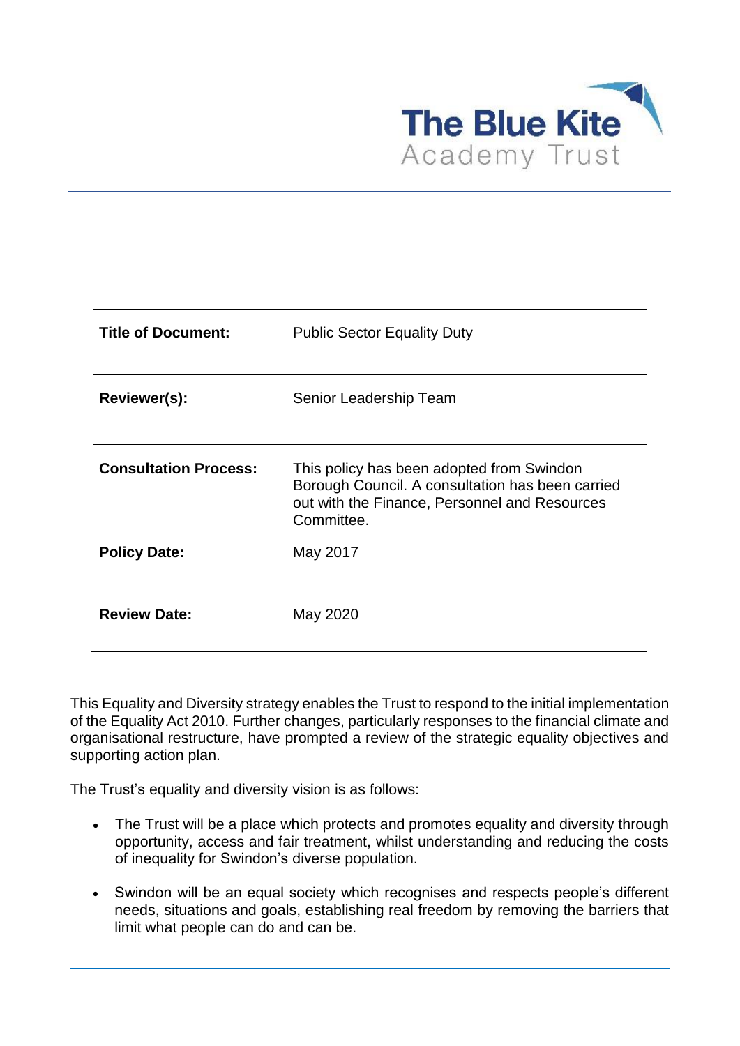The Blue Kite Academy Trust

| | |
|---|---|
| **Title of Document:** | Public Sector Equality Duty |
| **Reviewer(s):** | Senior Leadership Team |
| **Consultation Process:** | This policy has been adopted from Swindon Borough Council. A consultation has been carried out with the Finance, Personnel and Resources Committee. |
| **Policy Date:** | May 2017 |
| **Review Date:** | May 2020 |

This Equality and Diversity strategy enables the Trust to respond to the initial implementation of the Equality Act 2010. Further changes, particularly responses to the financial climate and organisational restructure, have prompted a review of the strategic equality objectives and supporting action plan.

The Trust's equality and diversity vision is as follows:

- The Trust will be a place which protects and promotes equality and diversity through opportunity, access and fair treatment, whilst understanding and reducing the costs of inequality for Swindon's diverse population.
- Swindon will be an equal society which recognises and respects people's different needs, situations and goals, establishing real freedom by removing the barriers that limit what people can do and can be.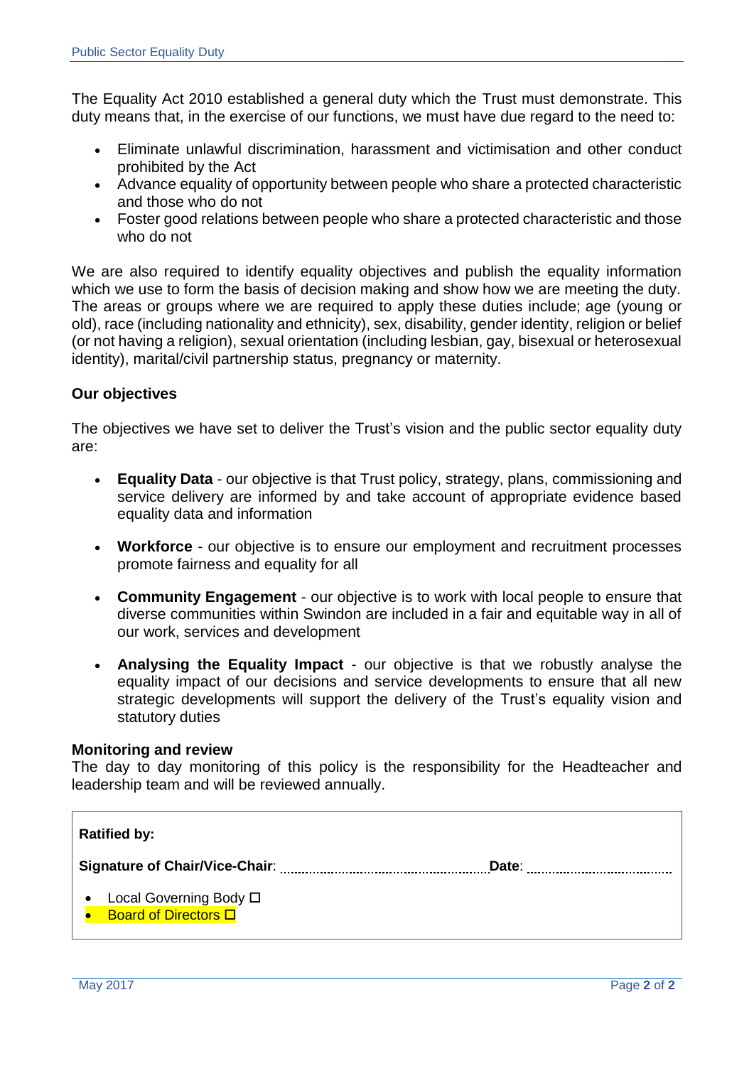The Equality Act 2010 established a general duty which the Trust must demonstrate. This duty means that, in the exercise of our functions, we must have due regard to the need to:

- Eliminate unlawful discrimination, harassment and victimisation and other conduct prohibited by the Act
- Advance equality of opportunity between people who share a protected characteristic and those who do not
- Foster good relations between people who share a protected characteristic and those who do not

We are also required to identify equality objectives and publish the equality information which we use to form the basis of decision making and show how we are meeting the duty. The areas or groups where we are required to apply these duties include; age (young or old), race (including nationality and ethnicity), sex, disability, gender identity, religion or belief (or not having a religion), sexual orientation (including lesbian, gay, bisexual or heterosexual identity), marital/civil partnership status, pregnancy or maternity.

**Our objectives**

The objectives we have set to deliver the Trust's vision and the public sector equality duty are:

- **Equality Data** - our objective is that Trust policy, strategy, plans, commissioning and service delivery are informed by and take account of appropriate evidence based equality data and information

- **Workforce** - our objective is to ensure our employment and recruitment processes promote fairness and equality for all

- **Community Engagement** - our objective is to work with local people to ensure that diverse communities within Swindon are included in a fair and equitable way in all of our work, services and development

- **Analysing the Equality Impact** - our objective is that we robustly analyse the equality impact of our decisions and service developments to ensure that all new strategic developments will support the delivery of the Trust's equality vision and statutory duties

**Monitoring and review**

The day to day monitoring of this policy is the responsibility for the Headteacher and leadership team and will be reviewed annually.

**Ratified by:**

**Signature of Chair/Vice-Chair**: .............................................. **Date**: ..............................

- Local Governing Body ☐
- Board of Directors ☐